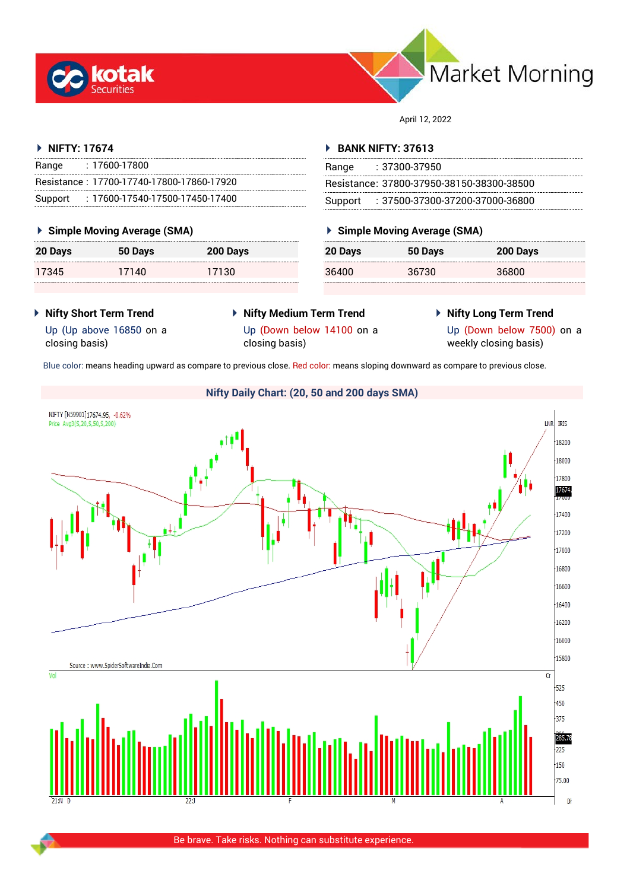# Kotak Securities — Market Morning

April 12, 2022

## NIFTY: 17674

| | |
|---|---|
| Range | : 17600-17800 |
| Resistance | : 17700-17740-17800-17860-17920 |
| Support | : 17600-17540-17500-17450-17400 |

### Simple Moving Average (SMA)

| 20 Days | 50 Days | 200 Days |
|---|---|---|
| 17345 | 17140 | 17130 |

## BANK NIFTY: 37613

| | |
|---|---|
| Range | : 37300-37950 |
| Resistance | : 37800-37950-38150-38300-38500 |
| Support | : 37500-37300-37200-37000-36800 |

### Simple Moving Average (SMA)

| 20 Days | 50 Days | 200 Days |
|---|---|---|
| 36400 | 36730 | 36800 |

### Nifty Short Term Trend

Up (Up above 16850 on a closing basis)

### Nifty Medium Term Trend

Up (Down below 14100 on a closing basis)

### Nifty Long Term Trend

Up (Down below 7500) on a weekly closing basis)

Blue color: means heading upward as compare to previous close. Red color: means sloping downward as compare to previous close.

### Nifty Daily Chart: (20, 50 and 200 days SMA)

Be brave. Take risks. Nothing can substitute experience.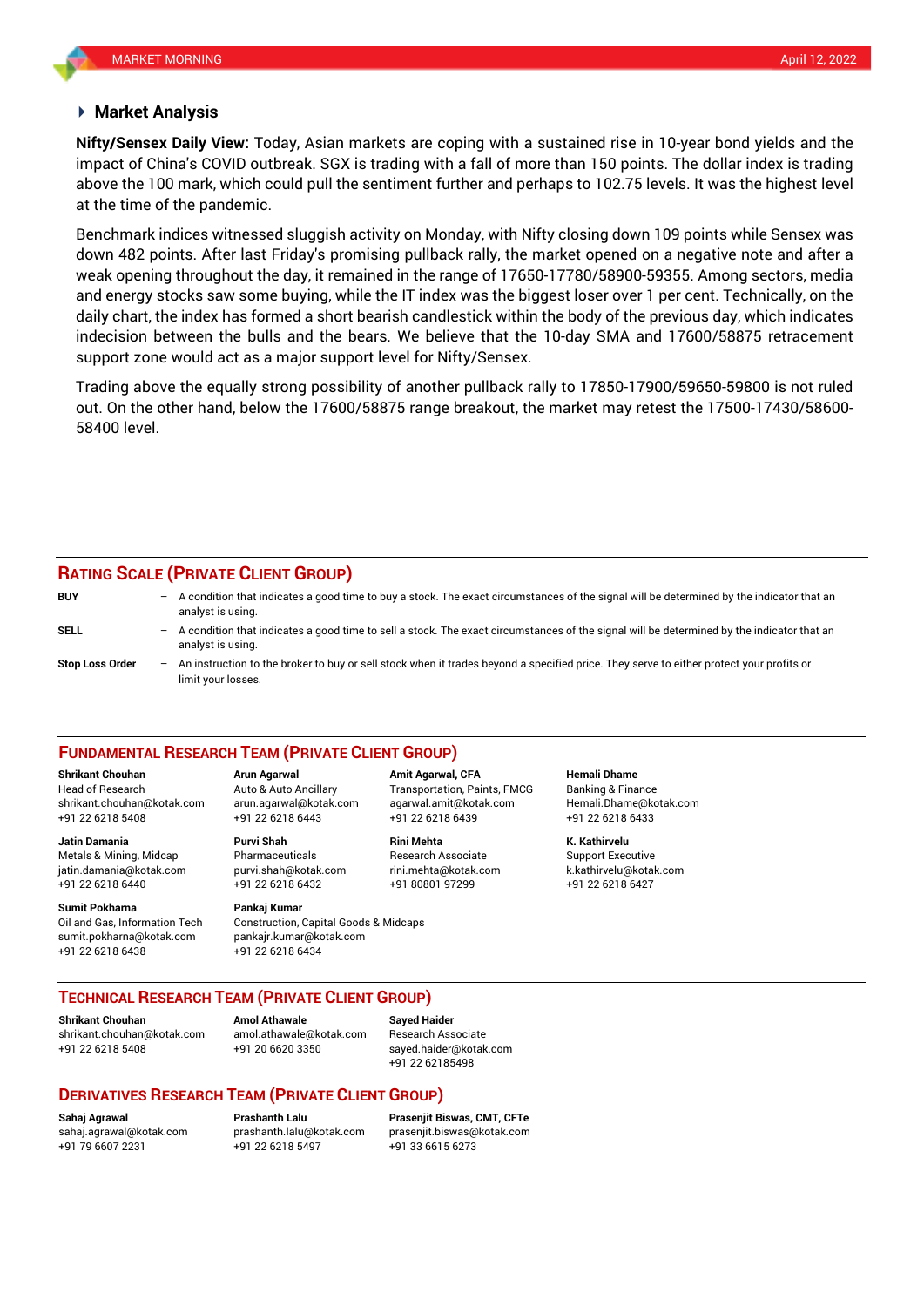## Market Analysis

**Nifty/Sensex Daily View:** Today, Asian markets are coping with a sustained rise in 10-year bond yields and the impact of China's COVID outbreak. SGX is trading with a fall of more than 150 points. The dollar index is trading above the 100 mark, which could pull the sentiment further and perhaps to 102.75 levels. It was the highest level at the time of the pandemic.

Benchmark indices witnessed sluggish activity on Monday, with Nifty closing down 109 points while Sensex was down 482 points. After last Friday's promising pullback rally, the market opened on a negative note and after a weak opening throughout the day, it remained in the range of 17650-17780/58900-59355. Among sectors, media and energy stocks saw some buying, while the IT index was the biggest loser over 1 per cent. Technically, on the daily chart, the index has formed a short bearish candlestick within the body of the previous day, which indicates indecision between the bulls and the bears. We believe that the 10-day SMA and 17600/58875 retracement support zone would act as a major support level for Nifty/Sensex.

Trading above the equally strong possibility of another pullback rally to 17850-17900/59650-59800 is not ruled out. On the other hand, below the 17600/58875 range breakout, the market may retest the 17500-17430/58600-58400 level.

## RATING SCALE (PRIVATE CLIENT GROUP)

| | | |
|---|---|---|
| **BUY** | – | A condition that indicates a good time to buy a stock. The exact circumstances of the signal will be determined by the indicator that an analyst is using. |
| **SELL** | – | A condition that indicates a good time to sell a stock. The exact circumstances of the signal will be determined by the indicator that an analyst is using. |
| **Stop Loss Order** | – | An instruction to the broker to buy or sell stock when it trades beyond a specified price. They serve to either protect your profits or limit your losses. |

## FUNDAMENTAL RESEARCH TEAM (PRIVATE CLIENT GROUP)

**Shrikant Chouhan**
Head of Research
shrikant.chouhan@kotak.com
+91 22 6218 5408

**Arun Agarwal**
Auto & Auto Ancillary
arun.agarwal@kotak.com
+91 22 6218 6443

**Amit Agarwal, CFA**
Transportation, Paints, FMCG
agarwal.amit@kotak.com
+91 22 6218 6439

**Hemali Dhame**
Banking & Finance
Hemali.Dhame@kotak.com
+91 22 6218 6433

**Jatin Damania**
Metals & Mining, Midcap
jatin.damania@kotak.com
+91 22 6218 6440

**Purvi Shah**
Pharmaceuticals
purvi.shah@kotak.com
+91 22 6218 6432

**Rini Mehta**
Research Associate
rini.mehta@kotak.com
+91 80801 97299

**K. Kathirvelu**
Support Executive
k.kathirvelu@kotak.com
+91 22 6218 6427

**Sumit Pokharna**
Oil and Gas, Information Tech
sumit.pokharna@kotak.com
+91 22 6218 6438

**Pankaj Kumar**
Construction, Capital Goods & Midcaps
pankajr.kumar@kotak.com
+91 22 6218 6434

## TECHNICAL RESEARCH TEAM (PRIVATE CLIENT GROUP)

**Shrikant Chouhan**
shrikant.chouhan@kotak.com
+91 22 6218 5408

**Amol Athawale**
amol.athawale@kotak.com
+91 20 6620 3350

**Sayed Haider**
Research Associate
sayed.haider@kotak.com
+91 22 62185498

## DERIVATIVES RESEARCH TEAM (PRIVATE CLIENT GROUP)

**Sahaj Agrawal**
sahaj.agrawal@kotak.com
+91 79 6607 2231

**Prashanth Lalu**
prashanth.lalu@kotak.com
+91 22 6218 5497

**Prasenjit Biswas, CMT, CFTe**
prasenjit.biswas@kotak.com
+91 33 6615 6273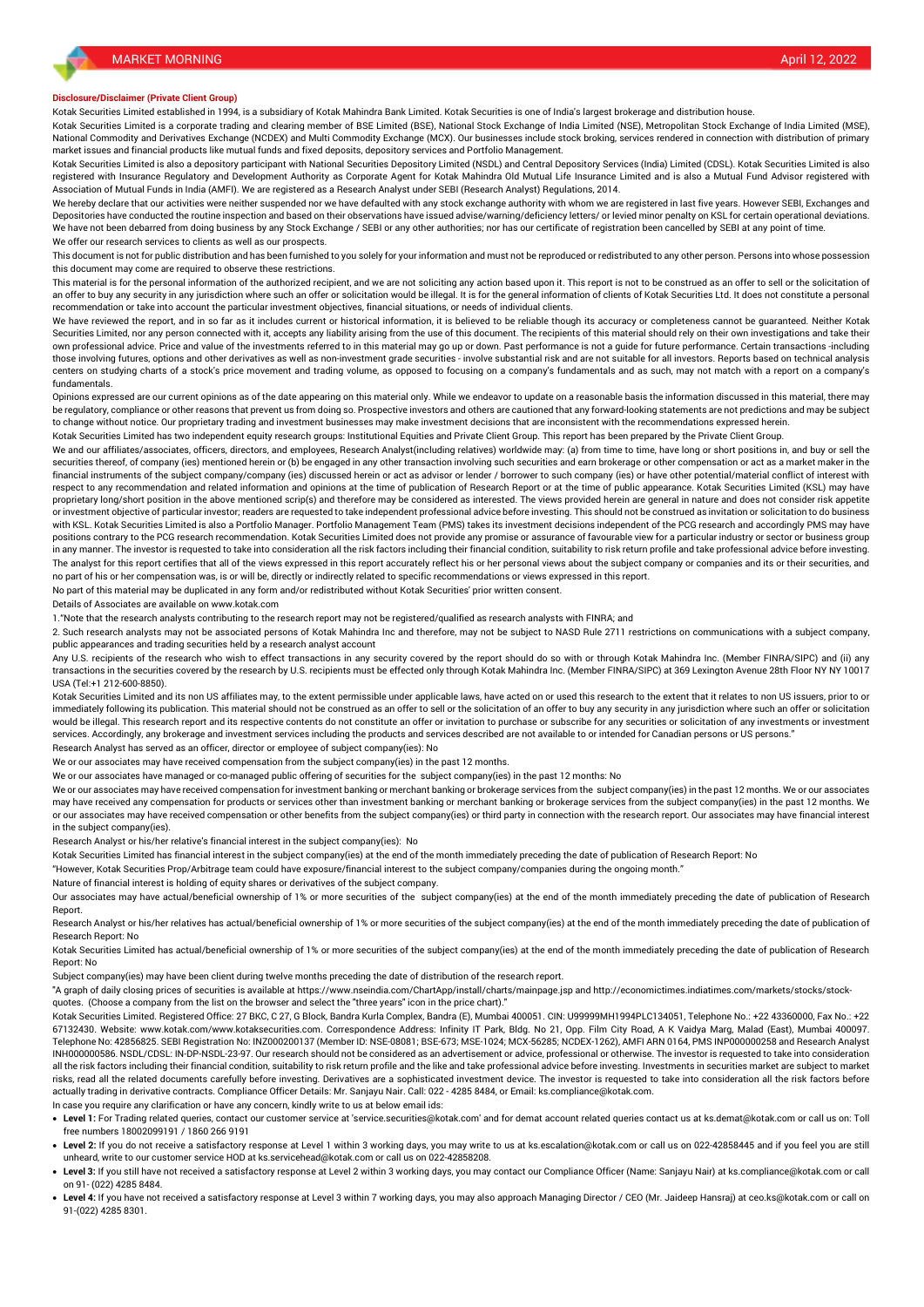**Disclosure/Disclaimer (Private Client Group)**

Kotak Securities Limited established in 1994, is a subsidiary of Kotak Mahindra Bank Limited. Kotak Securities is one of India's largest brokerage and distribution house.

Kotak Securities Limited is a corporate trading and clearing member of BSE Limited (BSE), National Stock Exchange of India Limited (NSE), Metropolitan Stock Exchange of India Limited (MSE), National Commodity and Derivatives Exchange (NCDEX) and Multi Commodity Exchange (MCX). Our businesses include stock broking, services rendered in connection with distribution of primary market issues and financial products like mutual funds and fixed deposits, depository services and Portfolio Management.

Kotak Securities Limited is also a depository participant with National Securities Depository Limited (NSDL) and Central Depository Services (India) Limited (CDSL). Kotak Securities Limited is also registered with Insurance Regulatory and Development Authority as Corporate Agent for Kotak Mahindra Old Mutual Life Insurance Limited and is also a Mutual Fund Advisor registered with Association of Mutual Funds in India (AMFI). We are registered as a Research Analyst under SEBI (Research Analyst) Regulations, 2014.

We hereby declare that our activities were neither suspended nor we have defaulted with any stock exchange authority with whom we are registered in last five years. However SEBI, Exchanges and Depositories have conducted the routine inspection and based on their observations have issued advise/warning/deficiency letters/ or levied minor penalty on KSL for certain operational deviations. We have not been debarred from doing business by any Stock Exchange / SEBI or any other authorities; nor has our certificate of registration been cancelled by SEBI at any point of time.

We offer our research services to clients as well as our prospects.

This document is not for public distribution and has been furnished to you solely for your information and must not be reproduced or redistributed to any other person. Persons into whose possession this document may come are required to observe these restrictions.

This material is for the personal information of the authorized recipient, and we are not soliciting any action based upon it. This report is not to be construed as an offer to sell or the solicitation of an offer to buy any security in any jurisdiction where such an offer or solicitation would be illegal. It is for the general information of clients of Kotak Securities Ltd. It does not constitute a personal recommendation or take into account the particular investment objectives, financial situations, or needs of individual clients.

We have reviewed the report, and in so far as it includes current or historical information, it is believed to be reliable though its accuracy or completeness cannot be guaranteed. Neither Kotak Securities Limited, nor any person connected with it, accepts any liability arising from the use of this document. The recipients of this material should rely on their own investigations and take their own professional advice. Price and value of the investments referred to in this material may go up or down. Past performance is not a guide for future performance. Certain transactions -including those involving futures, options and other derivatives as well as non-investment grade securities - involve substantial risk and are not suitable for all investors. Reports based on technical analysis centers on studying charts of a stock's price movement and trading volume, as opposed to focusing on a company's fundamentals and as such, may not match with a report on a company's fundamentals.

Opinions expressed are our current opinions as of the date appearing on this material only. While we endeavor to update on a reasonable basis the information discussed in this material, there may be regulatory, compliance or other reasons that prevent us from doing so. Prospective investors and others are cautioned that any forward-looking statements are not predictions and may be subject to change without notice. Our proprietary trading and investment businesses may make investment decisions that are inconsistent with the recommendations expressed herein.

Kotak Securities Limited has two independent equity research groups: Institutional Equities and Private Client Group. This report has been prepared by the Private Client Group.

We and our affiliates/associates, officers, directors, and employees, Research Analyst(including relatives) worldwide may: (a) from time to time, have long or short positions in, and buy or sell the securities thereof, of company (ies) mentioned herein or (b) be engaged in any other transaction involving such securities and earn brokerage or other compensation or act as a market maker in the financial instruments of the subject company/company (ies) discussed herein or act as advisor or lender / borrower to such company (ies) or have other potential/material conflict of interest with respect to any recommendation and related information and opinions at the time of publication of Research Report or at the time of public appearance. Kotak Securities Limited (KSL) may have proprietary long/short position in the above mentioned scrip(s) and therefore may be considered as interested. The views provided herein are general in nature and does not consider risk appetite or investment objective of particular investor; readers are requested to take independent professional advice before investing. This should not be construed as invitation or solicitation to do business with KSL. Kotak Securities Limited is also a Portfolio Manager. Portfolio Management Team (PMS) takes its investment decisions independent of the PCG research and accordingly PMS may have positions contrary to the PCG research recommendation. Kotak Securities Limited does not provide any promise or assurance of favourable view for a particular industry or sector or business group in any manner. The investor is requested to take into consideration all the risk factors including their financial condition, suitability to risk return profile and take professional advice before investing.

The analyst for this report certifies that all of the views expressed in this report accurately reflect his or her personal views about the subject company or companies and its or their securities, and no part of his or her compensation was, is or will be, directly or indirectly related to specific recommendations or views expressed in this report.

No part of this material may be duplicated in any form and/or redistributed without Kotak Securities' prior written consent.

Details of Associates are available on www.kotak.com

1."Note that the research analysts contributing to the research report may not be registered/qualified as research analysts with FINRA; and

2. Such research analysts may not be associated persons of Kotak Mahindra Inc and therefore, may not be subject to NASD Rule 2711 restrictions on communications with a subject company, public appearances and trading securities held by a research analyst account

Any U.S. recipients of the research who wish to effect transactions in any security covered by the report should do so with or through Kotak Mahindra Inc. (Member FINRA/SIPC) and (ii) any transactions in the securities covered by the research by U.S. recipients must be effected only through Kotak Mahindra Inc. (Member FINRA/SIPC) at 369 Lexington Avenue 28th Floor NY NY 10017 USA (Tel:+1 212-600-8850).

Kotak Securities Limited and its non US affiliates may, to the extent permissible under applicable laws, have acted on or used this research to the extent that it relates to non US issuers, prior to or immediately following its publication. This material should not be construed as an offer to sell or the solicitation of an offer to buy any security in any jurisdiction where such an offer or solicitation would be illegal. This research report and its respective contents do not constitute an offer or invitation to purchase or subscribe for any securities or solicitation of any investments or investment services. Accordingly, any brokerage and investment services including the products and services described are not available to or intended for Canadian persons or US persons."

Research Analyst has served as an officer, director or employee of subject company(ies): No

We or our associates may have received compensation from the subject company(ies) in the past 12 months.

We or our associates have managed or co-managed public offering of securities for the subject company(ies) in the past 12 months: No

We or our associates may have received compensation for investment banking or merchant banking or brokerage services from the subject company(ies) in the past 12 months. We or our associates may have received any compensation for products or services other than investment banking or merchant banking or brokerage services from the subject company(ies) in the past 12 months. We or our associates may have received compensation or other benefits from the subject company(ies) or third party in connection with the research report. Our associates may have financial interest in the subject company(ies).

Research Analyst or his/her relative's financial interest in the subject company(ies): No

Kotak Securities Limited has financial interest in the subject company(ies) at the end of the month immediately preceding the date of publication of Research Report: No

"However, Kotak Securities Prop/Arbitrage team could have exposure/financial interest to the subject company/companies during the ongoing month."

Nature of financial interest is holding of equity shares or derivatives of the subject company.

Our associates may have actual/beneficial ownership of 1% or more securities of the subject company(ies) at the end of the month immediately preceding the date of publication of Research Report.

Research Analyst or his/her relatives has actual/beneficial ownership of 1% or more securities of the subject company(ies) at the end of the month immediately preceding the date of publication of Research Report: No

Kotak Securities Limited has actual/beneficial ownership of 1% or more securities of the subject company(ies) at the end of the month immediately preceding the date of publication of Research Report: No

Subject company(ies) may have been client during twelve months preceding the date of distribution of the research report.

"A graph of daily closing prices of securities is available at https://www.nseindia.com/ChartApp/install/charts/mainpage.jsp and http://economictimes.indiatimes.com/markets/stocks/stock-quotes. (Choose a company from the list on the browser and select the "three years" icon in the price chart)."

Kotak Securities Limited. Registered Office: 27 BKC, C 27, G Block, Bandra Kurla Complex, Bandra (E), Mumbai 400051. CIN: U99999MH1994PLC134051, Telephone No.: +22 43360000, Fax No.: +22 67132430. Website: www.kotak.com/www.kotaksecurities.com. Correspondence Address: Infinity IT Park, Bldg. No 21, Opp. Film City Road, A K Vaidya Marg, Malad (East), Mumbai 400097. Telephone No: 42856825. SEBI Registration No: INZ000200137 (Member ID: NSE-08081; BSE-673; MSE-1024; MCX-56285; NCDEX-1262), AMFI ARN 0164, PMS INP000000258 and Research Analyst INH000000586. NSDL/CDSL: IN-DP-NSDL-23-97. Our research should not be considered as an advertisement or advice, professional or otherwise. The investor is requested to take into consideration all the risk factors including their financial condition, suitability to risk return profile and the like and take professional advice before investing. Investments in securities market are subject to market risks, read all the related documents carefully before investing. Derivatives are a sophisticated investment device. The investor is requested to take into consideration all the risk factors before actually trading in derivative contracts. Compliance Officer Details: Mr. Sanjayu Nair. Call: 022 - 4285 8484, or Email: ks.compliance@kotak.com.

In case you require any clarification or have any concern, kindly write to us at below email ids:

- **Level 1:** For Trading related queries, contact our customer service at 'service.securities@kotak.com' and for demat account related queries contact us at ks.demat@kotak.com or call us on: Toll free numbers 18002099191 / 1860 266 9191
- **Level 2:** If you do not receive a satisfactory response at Level 1 within 3 working days, you may write to us at ks.escalation@kotak.com or call us on 022-42858445 and if you feel you are still unheard, write to our customer service HOD at ks.servicehead@kotak.com or call us on 022-42858208.
- **Level 3:** If you still have not received a satisfactory response at Level 2 within 3 working days, you may contact our Compliance Officer (Name: Sanjayu Nair) at ks.compliance@kotak.com or call on 91- (022) 4285 8484.
- **Level 4:** If you have not received a satisfactory response at Level 3 within 7 working days, you may also approach Managing Director / CEO (Mr. Jaideep Hansraj) at ceo.ks@kotak.com or call on 91-(022) 4285 8301.